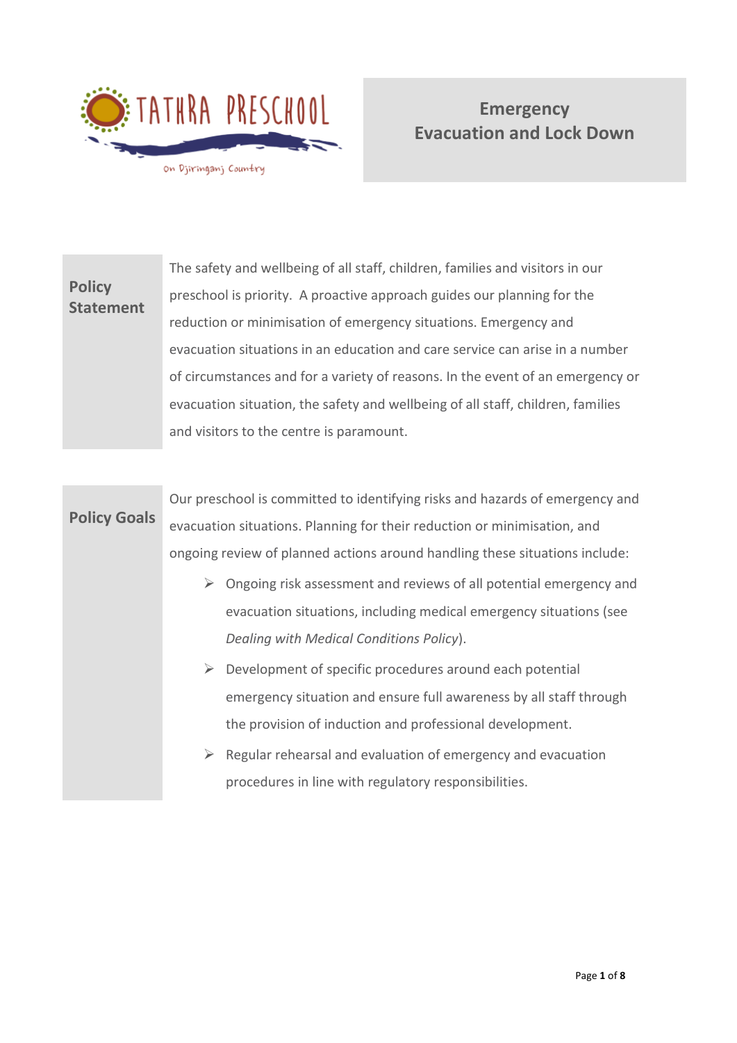TATHRA PRESCHOOL

On Djiringanj Country

# Emergency Evacuation and Lock Down

## Policy Statement

The safety and wellbeing of all staff, children, families and visitors in our preschool is priority.  A proactive approach guides our planning for the reduction or minimisation of emergency situations. Emergency and evacuation situations in an education and care service can arise in a number of circumstances and for a variety of reasons. In the event of an emergency or evacuation situation, the safety and wellbeing of all staff, children, families and visitors to the centre is paramount.

## Policy Goals

Our preschool is committed to identifying risks and hazards of emergency and evacuation situations. Planning for their reduction or minimisation, and ongoing review of planned actions around handling these situations include:

- Ongoing risk assessment and reviews of all potential emergency and evacuation situations, including medical emergency situations (see *Dealing with Medical Conditions Policy*).
- Development of specific procedures around each potential emergency situation and ensure full awareness by all staff through the provision of induction and professional development.
- Regular rehearsal and evaluation of emergency and evacuation procedures in line with regulatory responsibilities.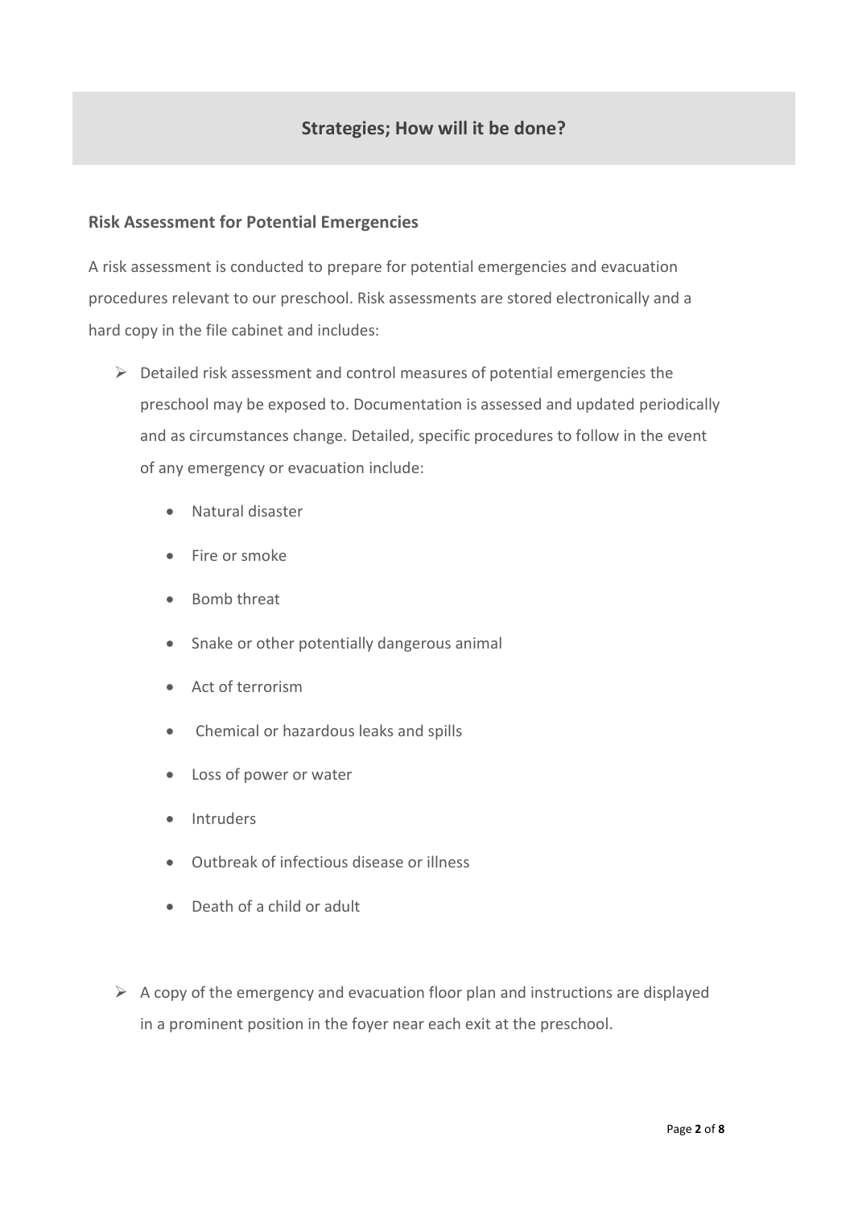## Strategies; How will it be done?

### Risk Assessment for Potential Emergencies

A risk assessment is conducted to prepare for potential emergencies and evacuation procedures relevant to our preschool. Risk assessments are stored electronically and a hard copy in the file cabinet and includes:

- Detailed risk assessment and control measures of potential emergencies the preschool may be exposed to. Documentation is assessed and updated periodically and as circumstances change. Detailed, specific procedures to follow in the event of any emergency or evacuation include:
  - Natural disaster
  - Fire or smoke
  - Bomb threat
  - Snake or other potentially dangerous animal
  - Act of terrorism
  - Chemical or hazardous leaks and spills
  - Loss of power or water
  - Intruders
  - Outbreak of infectious disease or illness
  - Death of a child or adult

- A copy of the emergency and evacuation floor plan and instructions are displayed in a prominent position in the foyer near each exit at the preschool.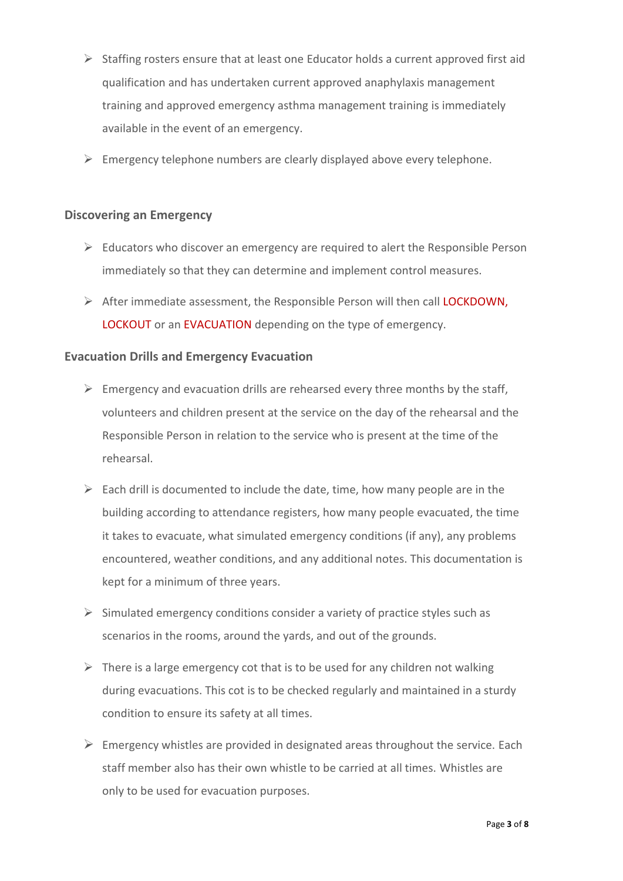- Staffing rosters ensure that at least one Educator holds a current approved first aid qualification and has undertaken current approved anaphylaxis management training and approved emergency asthma management training is immediately available in the event of an emergency.
- Emergency telephone numbers are clearly displayed above every telephone.

### Discovering an Emergency

- Educators who discover an emergency are required to alert the Responsible Person immediately so that they can determine and implement control measures.
- After immediate assessment, the Responsible Person will then call LOCKDOWN, LOCKOUT or an EVACUATION depending on the type of emergency.

### Evacuation Drills and Emergency Evacuation

- Emergency and evacuation drills are rehearsed every three months by the staff, volunteers and children present at the service on the day of the rehearsal and the Responsible Person in relation to the service who is present at the time of the rehearsal.
- Each drill is documented to include the date, time, how many people are in the building according to attendance registers, how many people evacuated, the time it takes to evacuate, what simulated emergency conditions (if any), any problems encountered, weather conditions, and any additional notes. This documentation is kept for a minimum of three years.
- Simulated emergency conditions consider a variety of practice styles such as scenarios in the rooms, around the yards, and out of the grounds.
- There is a large emergency cot that is to be used for any children not walking during evacuations. This cot is to be checked regularly and maintained in a sturdy condition to ensure its safety at all times.
- Emergency whistles are provided in designated areas throughout the service. Each staff member also has their own whistle to be carried at all times. Whistles are only to be used for evacuation purposes.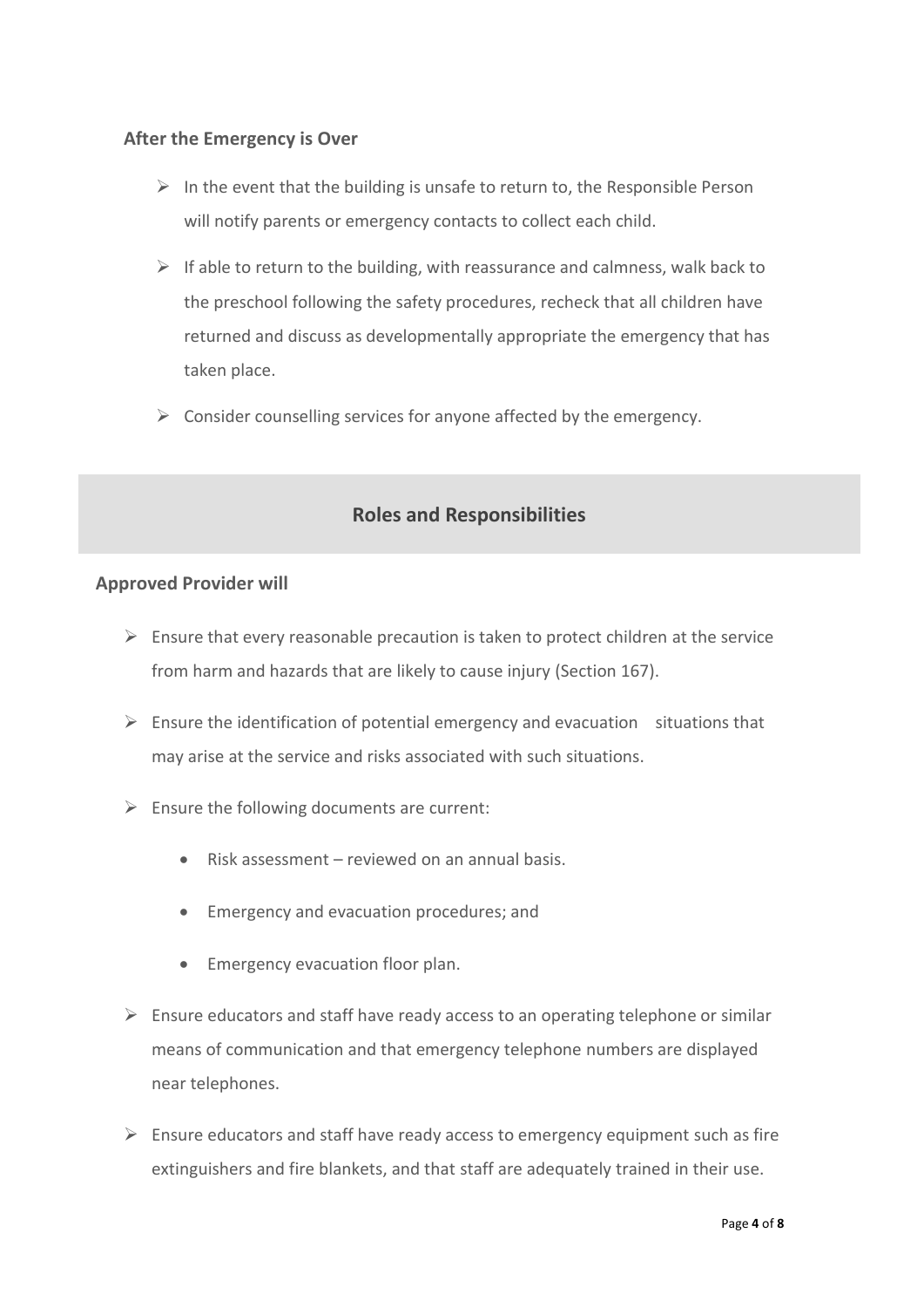### After the Emergency is Over

- In the event that the building is unsafe to return to, the Responsible Person will notify parents or emergency contacts to collect each child.
- If able to return to the building, with reassurance and calmness, walk back to the preschool following the safety procedures, recheck that all children have returned and discuss as developmentally appropriate the emergency that has taken place.
- Consider counselling services for anyone affected by the emergency.

## Roles and Responsibilities

### Approved Provider will

- Ensure that every reasonable precaution is taken to protect children at the service from harm and hazards that are likely to cause injury (Section 167).
- Ensure the identification of potential emergency and evacuation situations that may arise at the service and risks associated with such situations.
- Ensure the following documents are current:
  - Risk assessment – reviewed on an annual basis.
  - Emergency and evacuation procedures; and
  - Emergency evacuation floor plan.
- Ensure educators and staff have ready access to an operating telephone or similar means of communication and that emergency telephone numbers are displayed near telephones.
- Ensure educators and staff have ready access to emergency equipment such as fire extinguishers and fire blankets, and that staff are adequately trained in their use.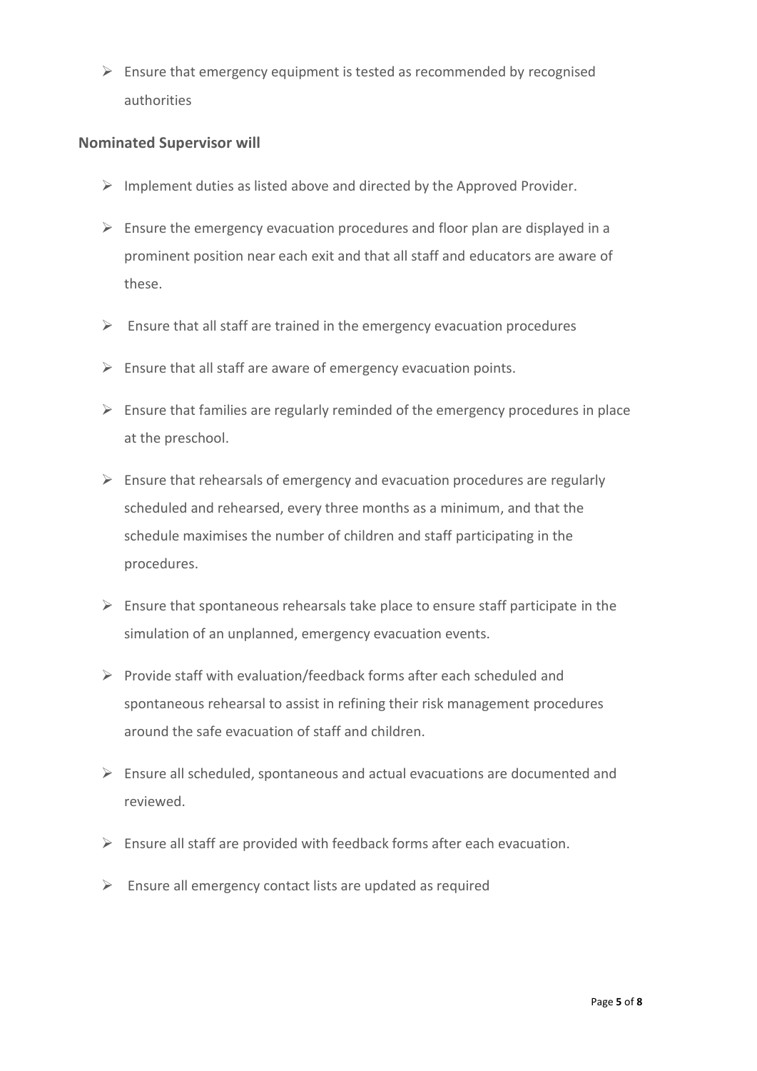- Ensure that emergency equipment is tested as recommended by recognised authorities

**Nominated Supervisor will**

- Implement duties as listed above and directed by the Approved Provider.
- Ensure the emergency evacuation procedures and floor plan are displayed in a prominent position near each exit and that all staff and educators are aware of these.
- Ensure that all staff are trained in the emergency evacuation procedures
- Ensure that all staff are aware of emergency evacuation points.
- Ensure that families are regularly reminded of the emergency procedures in place at the preschool.
- Ensure that rehearsals of emergency and evacuation procedures are regularly scheduled and rehearsed, every three months as a minimum, and that the schedule maximises the number of children and staff participating in the procedures.
- Ensure that spontaneous rehearsals take place to ensure staff participate in the simulation of an unplanned, emergency evacuation events.
- Provide staff with evaluation/feedback forms after each scheduled and spontaneous rehearsal to assist in refining their risk management procedures around the safe evacuation of staff and children.
- Ensure all scheduled, spontaneous and actual evacuations are documented and reviewed.
- Ensure all staff are provided with feedback forms after each evacuation.
- Ensure all emergency contact lists are updated as required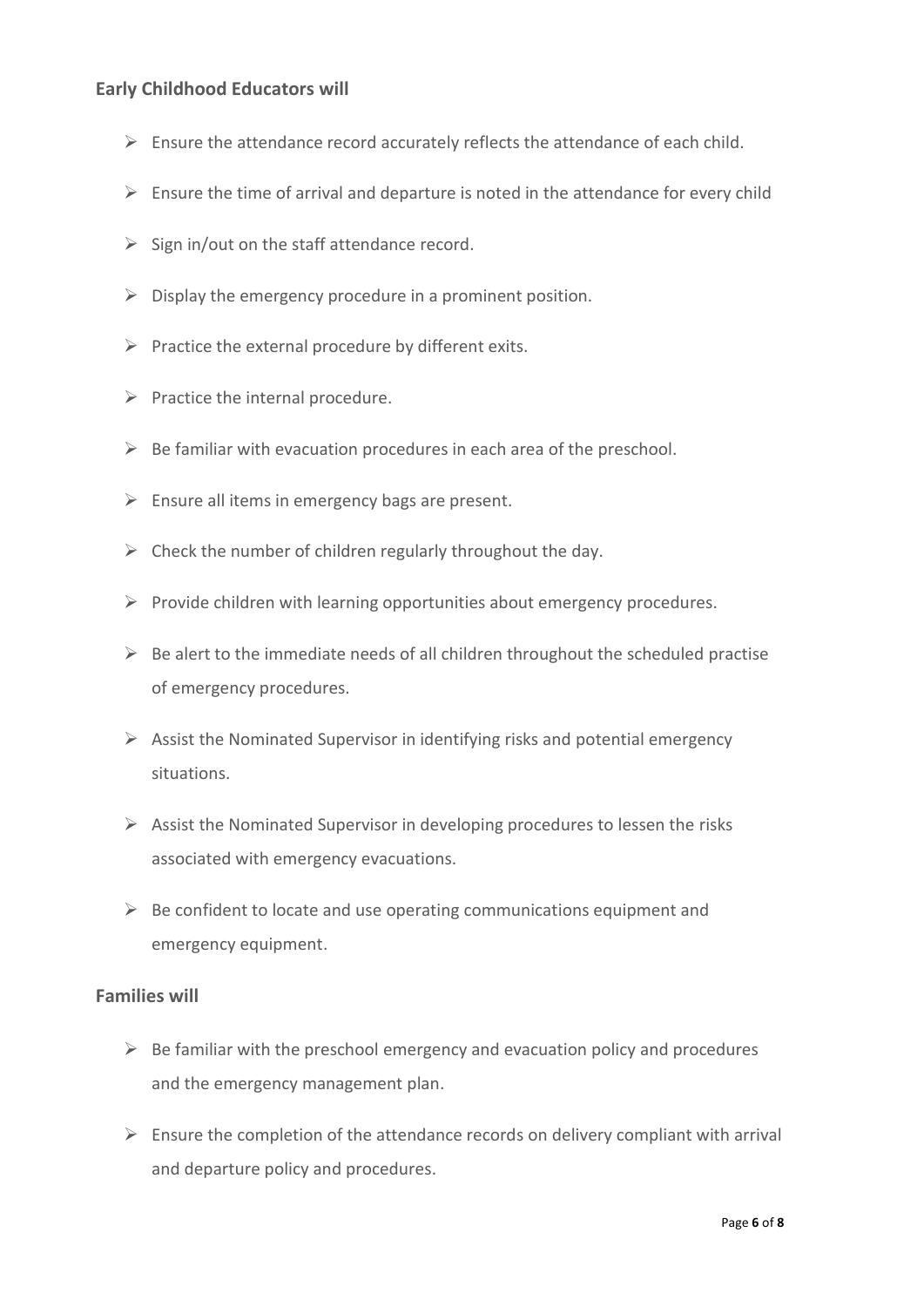### Early Childhood Educators will

- Ensure the attendance record accurately reflects the attendance of each child.
- Ensure the time of arrival and departure is noted in the attendance for every child
- Sign in/out on the staff attendance record.
- Display the emergency procedure in a prominent position.
- Practice the external procedure by different exits.
- Practice the internal procedure.
- Be familiar with evacuation procedures in each area of the preschool.
- Ensure all items in emergency bags are present.
- Check the number of children regularly throughout the day.
- Provide children with learning opportunities about emergency procedures.
- Be alert to the immediate needs of all children throughout the scheduled practise of emergency procedures.
- Assist the Nominated Supervisor in identifying risks and potential emergency situations.
- Assist the Nominated Supervisor in developing procedures to lessen the risks associated with emergency evacuations.
- Be confident to locate and use operating communications equipment and emergency equipment.

### Families will

- Be familiar with the preschool emergency and evacuation policy and procedures and the emergency management plan.
- Ensure the completion of the attendance records on delivery compliant with arrival and departure policy and procedures.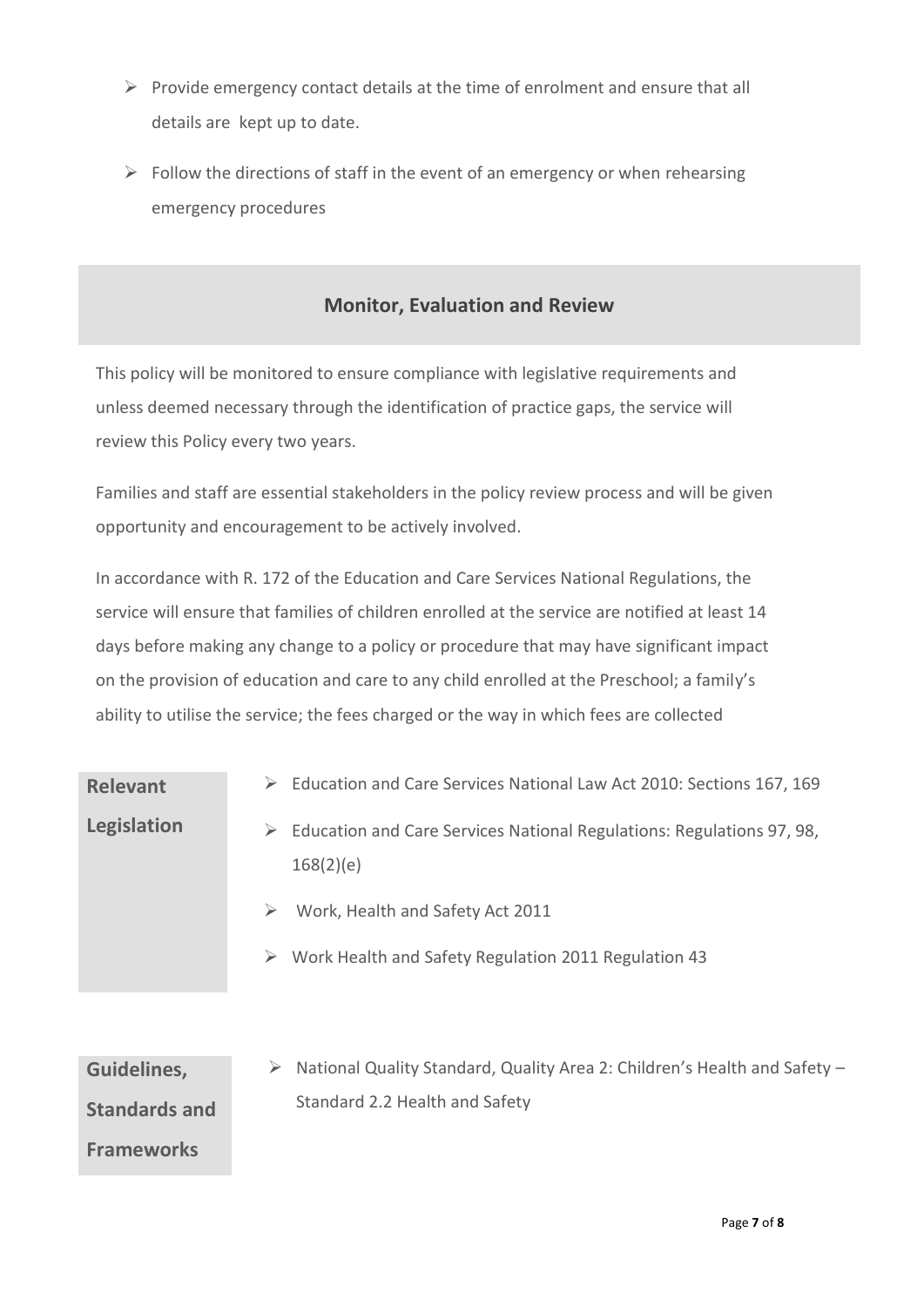- Provide emergency contact details at the time of enrolment and ensure that all details are kept up to date.
- Follow the directions of staff in the event of an emergency or when rehearsing emergency procedures

## Monitor, Evaluation and Review

This policy will be monitored to ensure compliance with legislative requirements and unless deemed necessary through the identification of practice gaps, the service will review this Policy every two years.

Families and staff are essential stakeholders in the policy review process and will be given opportunity and encouragement to be actively involved.

In accordance with R. 172 of the Education and Care Services National Regulations, the service will ensure that families of children enrolled at the service are notified at least 14 days before making any change to a policy or procedure that may have significant impact on the provision of education and care to any child enrolled at the Preschool; a family's ability to utilise the service; the fees charged or the way in which fees are collected

**Relevant Legislation**

- Education and Care Services National Law Act 2010: Sections 167, 169
- Education and Care Services National Regulations: Regulations 97, 98, 168(2)(e)
- Work, Health and Safety Act 2011
- Work Health and Safety Regulation 2011 Regulation 43

**Guidelines, Standards and Frameworks**

- National Quality Standard, Quality Area 2: Children's Health and Safety – Standard 2.2 Health and Safety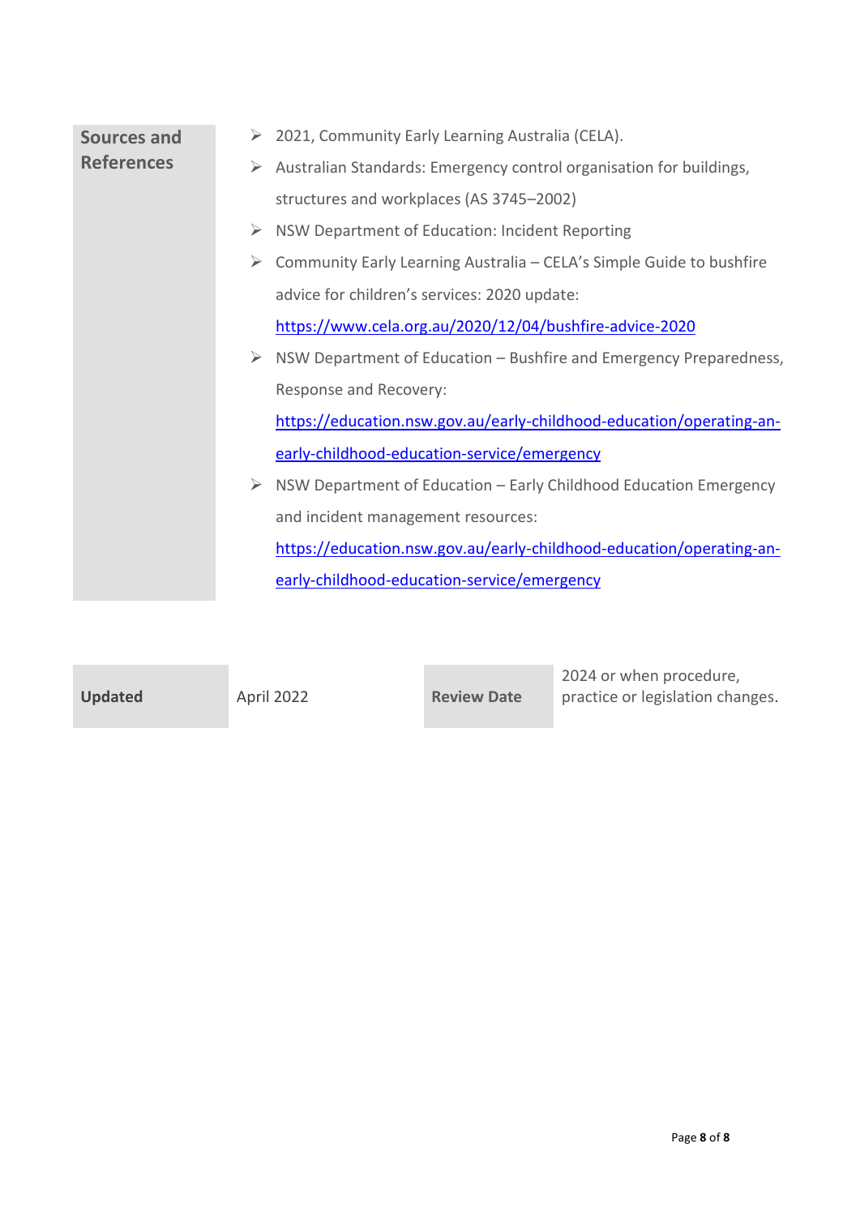| | |
|---|---|
| **Sources and References** | ➢ 2021, Community Early Learning Australia (CELA).<br>➢ Australian Standards: Emergency control organisation for buildings, structures and workplaces (AS 3745–2002)<br>➢ NSW Department of Education: Incident Reporting<br>➢ Community Early Learning Australia – CELA's Simple Guide to bushfire advice for children's services: 2020 update: https://www.cela.org.au/2020/12/04/bushfire-advice-2020<br>➢ NSW Department of Education – Bushfire and Emergency Preparedness, Response and Recovery: https://education.nsw.gov.au/early-childhood-education/operating-an-early-childhood-education-service/emergency<br>➢ NSW Department of Education – Early Childhood Education Emergency and incident management resources: https://education.nsw.gov.au/early-childhood-education/operating-an-early-childhood-education-service/emergency |

| | | | |
|---|---|---|---|
| **Updated** | April 2022 | **Review Date** | 2024 or when procedure, practice or legislation changes. |